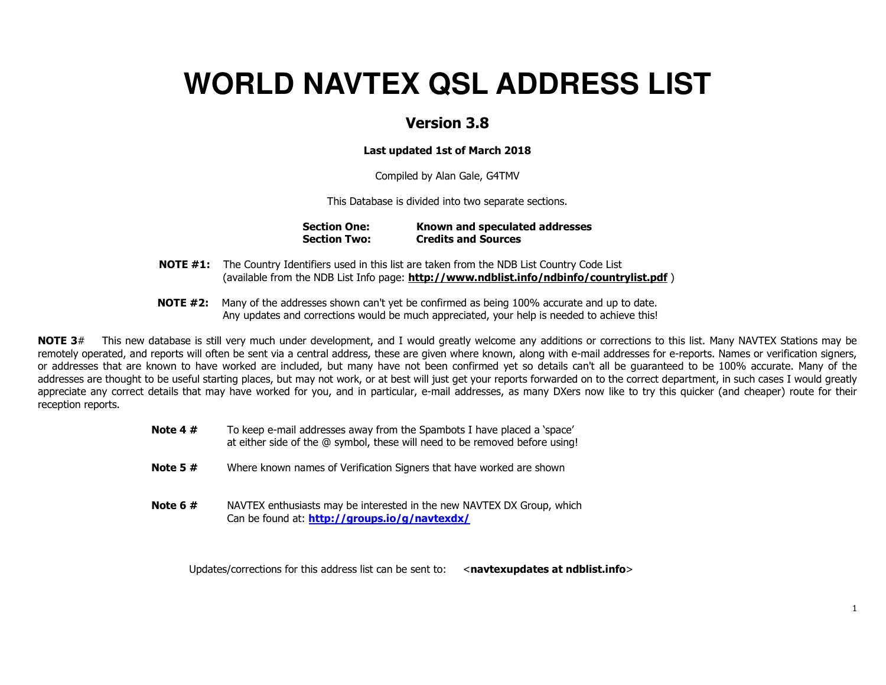# WORLD NAVTEX QSL ADDRESS LIST

## Version 3.8

**Last updated 1st of March 2018**

Compiled by Alan Gale, G4TMV

This Database is divided into two separate sections.

**Section One:** **Known and speculated addresses**
**Section Two:** **Credits and Sources**

**NOTE #1:** The Country Identifiers used in this list are taken from the NDB List Country Code List (available from the NDB List Info page: **http://www.ndblist.info/ndbinfo/countrylist.pdf** )

**NOTE #2:** Many of the addresses shown can't yet be confirmed as being 100% accurate and up to date. Any updates and corrections would be much appreciated, your help is needed to achieve this!

**NOTE 3**# This new database is still very much under development, and I would greatly welcome any additions or corrections to this list. Many NAVTEX Stations may be remotely operated, and reports will often be sent via a central address, these are given where known, along with e-mail addresses for e-reports. Names or verification signers, or addresses that are known to have worked are included, but many have not been confirmed yet so details can't all be guaranteed to be 100% accurate. Many of the addresses are thought to be useful starting places, but may not work, or at best will just get your reports forwarded on to the correct department, in such cases I would greatly appreciate any correct details that may have worked for you, and in particular, e-mail addresses, as many DXers now like to try this quicker (and cheaper) route for their reception reports.

**Note 4 #** To keep e-mail addresses away from the Spambots I have placed a 'space' at either side of the @ symbol, these will need to be removed before using!

**Note 5 #** Where known names of Verification Signers that have worked are shown

**Note 6 #** NAVTEX enthusiasts may be interested in the new NAVTEX DX Group, which Can be found at: **http://groups.io/g/navtexdx/**

Updates/corrections for this address list can be sent to: <**navtexupdates at ndblist.info**>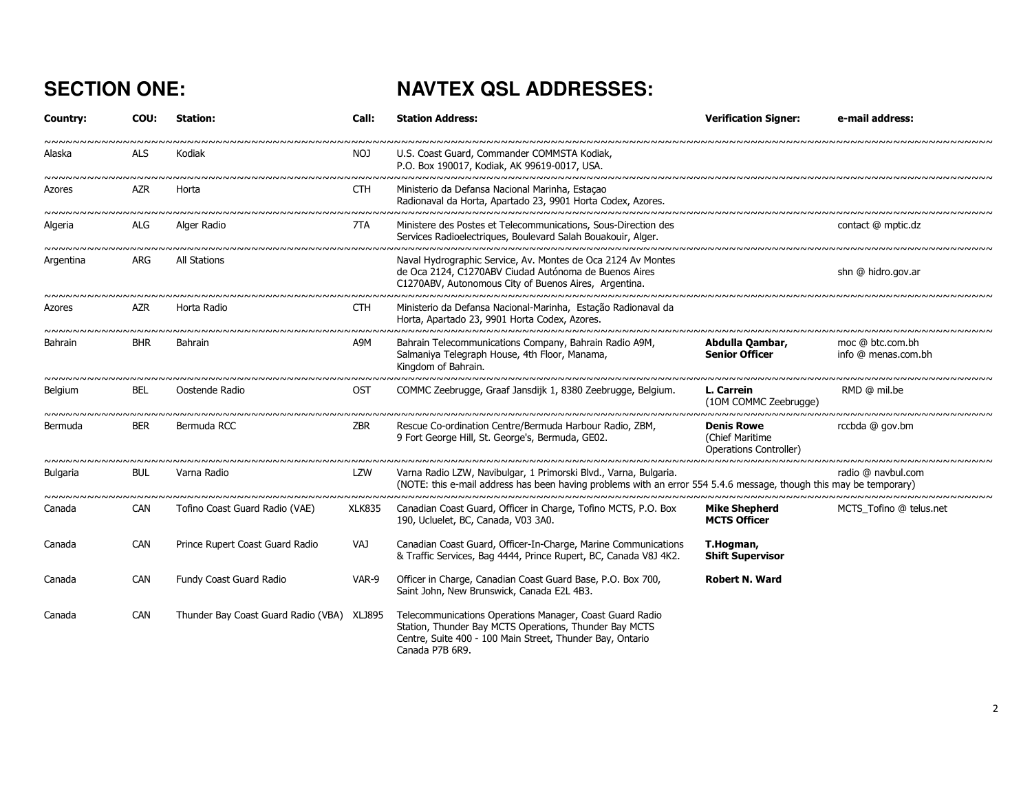## SECTION ONE: NAVTEX QSL ADDRESSES:

| Country: | COU: | Station: | Call: | Station Address: | Verification Signer: | e-mail address: |
|---|---|---|---|---|---|---|
| Alaska | ALS | Kodiak | NOJ | U.S. Coast Guard, Commander COMMSTA Kodiak, P.O. Box 190017, Kodiak, AK 99619-0017, USA. | | |
| Azores | AZR | Horta | CTH | Ministerio da Defansa Nacional Marinha, Estaçao Radionaval da Horta, Apartado 23, 9901 Horta Codex, Azores. | | |
| Algeria | ALG | Alger Radio | 7TA | Ministere des Postes et Telecommunications, Sous-Direction des Services Radioelectriques, Boulevard Salah Bouakouir, Alger. | | contact @ mptic.dz |
| Argentina | ARG | All Stations | | Naval Hydrographic Service, Av. Montes de Oca 2124 Av Montes de Oca 2124, C1270ABV Ciudad Autónoma de Buenos Aires C1270ABV, Autonomous City of Buenos Aires, Argentina. | | shn @ hidro.gov.ar |
| Azores | AZR | Horta Radio | CTH | Ministerio da Defansa Nacional-Marinha, Estação Radionaval da Horta, Apartado 23, 9901 Horta Codex, Azores. | | |
| Bahrain | BHR | Bahrain | A9M | Bahrain Telecommunications Company, Bahrain Radio A9M, Salmaniya Telegraph House, 4th Floor, Manama, Kingdom of Bahrain. | **Abdulla Qambar, Senior Officer** | moc @ btc.com.bh info @ menas.com.bh |
| Belgium | BEL | Oostende Radio | OST | COMMC Zeebrugge, Graaf Jansdijk 1, 8380 Zeebrugge, Belgium. | **L. Carrein** (1OM COMMC Zeebrugge) | RMD @ mil.be |
| Bermuda | BER | Bermuda RCC | ZBR | Rescue Co-ordination Centre/Bermuda Harbour Radio, ZBM, 9 Fort George Hill, St. George's, Bermuda, GE02. | **Denis Rowe** (Chief Maritime Operations Controller) | rccbda @ gov.bm |
| Bulgaria | BUL | Varna Radio | LZW | Varna Radio LZW, Navibulgar, 1 Primorski Blvd., Varna, Bulgaria. (NOTE: this e-mail address has been having problems with an error 554 5.4.6 message, though this may be temporary) | | radio @ navbul.com |
| Canada | CAN | Tofino Coast Guard Radio (VAE) | XLK835 | Canadian Coast Guard, Officer in Charge, Tofino MCTS, P.O. Box 190, Ucluelet, BC, Canada, V03 3A0. | **Mike Shepherd MCTS Officer** | MCTS_Tofino @ telus.net |
| Canada | CAN | Prince Rupert Coast Guard Radio | VAJ | Canadian Coast Guard, Officer-In-Charge, Marine Communications & Traffic Services, Bag 4444, Prince Rupert, BC, Canada V8J 4K2. | **T.Hogman, Shift Supervisor** | |
| Canada | CAN | Fundy Coast Guard Radio | VAR-9 | Officer in Charge, Canadian Coast Guard Base, P.O. Box 700, Saint John, New Brunswick, Canada E2L 4B3. | **Robert N. Ward** | |
| Canada | CAN | Thunder Bay Coast Guard Radio (VBA) | XLJ895 | Telecommunications Operations Manager, Coast Guard Radio Station, Thunder Bay MCTS Operations, Thunder Bay MCTS Centre, Suite 400 - 100 Main Street, Thunder Bay, Ontario Canada P7B 6R9. | | |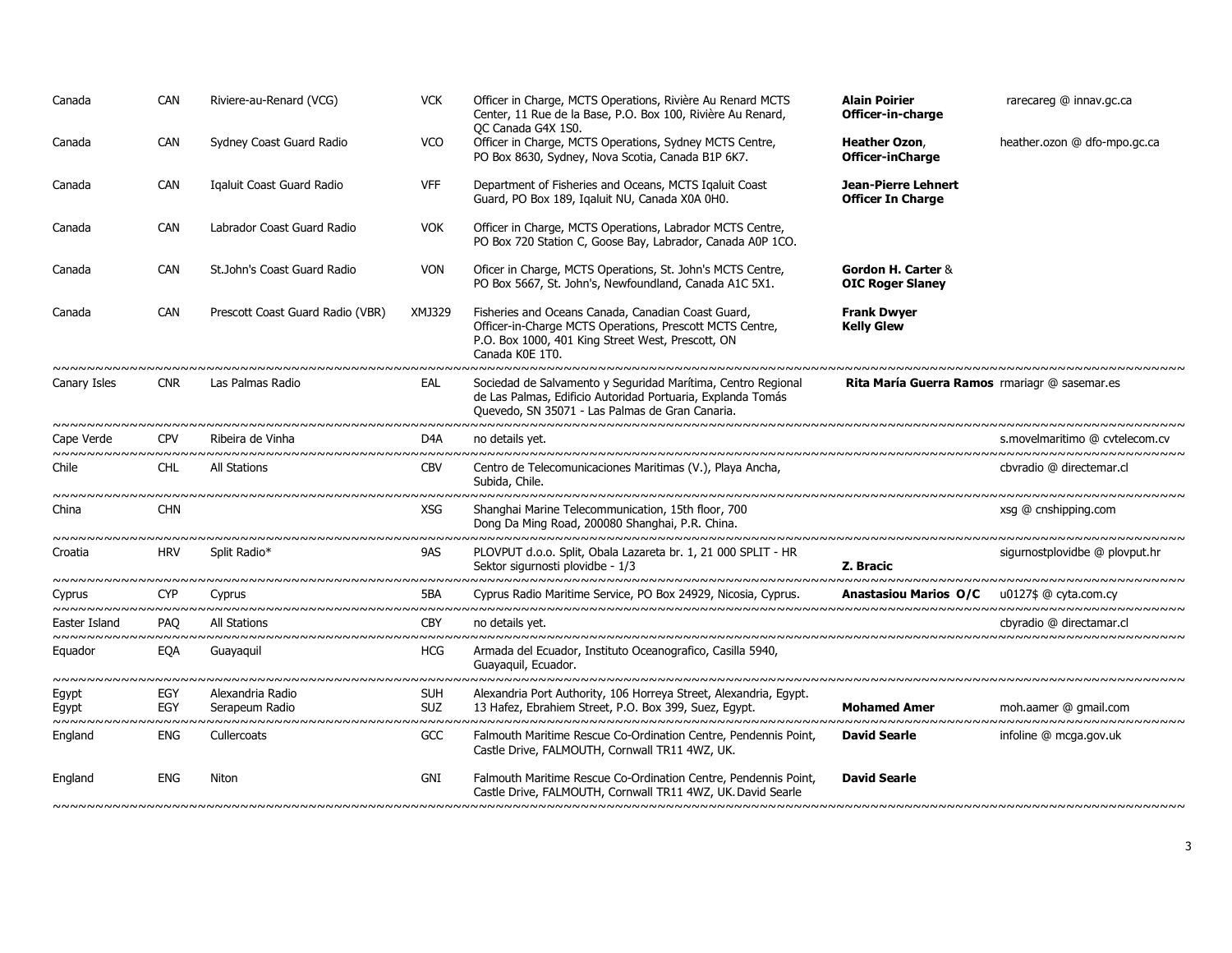| | | | | | | |
|---|---|---|---|---|---|---|
| Canada | CAN | Riviere-au-Renard (VCG) | VCK | Officer in Charge, MCTS Operations, Rivière Au Renard MCTS Center, 11 Rue de la Base, P.O. Box 100, Rivière Au Renard, QC Canada G4X 1S0. | **Alain Poirier Officer-in-charge** | rarecareg @ innav.gc.ca |
| Canada | CAN | Sydney Coast Guard Radio | VCO | Officer in Charge, MCTS Operations, Sydney MCTS Centre, PO Box 8630, Sydney, Nova Scotia, Canada B1P 6K7. | **Heather Ozon**, **Officer-inCharge** | heather.ozon @ dfo-mpo.gc.ca |
| Canada | CAN | Iqaluit Coast Guard Radio | VFF | Department of Fisheries and Oceans, MCTS Iqaluit Coast Guard, PO Box 189, Iqaluit NU, Canada X0A 0H0. | **Jean-Pierre Lehnert Officer In Charge** | |
| Canada | CAN | Labrador Coast Guard Radio | VOK | Officer in Charge, MCTS Operations, Labrador MCTS Centre, PO Box 720 Station C, Goose Bay, Labrador, Canada A0P 1CO. | | |
| Canada | CAN | St.John's Coast Guard Radio | VON | Oficer in Charge, MCTS Operations, St. John's MCTS Centre, PO Box 5667, St. John's, Newfoundland, Canada A1C 5X1. | **Gordon H. Carter** & **OIC Roger Slaney** | |
| Canada | CAN | Prescott Coast Guard Radio (VBR) | XMJ329 | Fisheries and Oceans Canada, Canadian Coast Guard, Officer-in-Charge MCTS Operations, Prescott MCTS Centre, P.O. Box 1000, 401 King Street West, Prescott, ON Canada K0E 1T0. | **Frank Dwyer Kelly Glew** | |
| Canary Isles | CNR | Las Palmas Radio | EAL | Sociedad de Salvamento y Seguridad Marítima, Centro Regional de Las Palmas, Edificio Autoridad Portuaria, Explanda Tomás Quevedo, SN 35071 - Las Palmas de Gran Canaria. | **Rita María Guerra Ramos** | rmariagr @ sasemar.es |
| Cape Verde | CPV | Ribeira de Vinha | D4A | no details yet. | | s.movelmaritimo @ cvtelecom.cv |
| Chile | CHL | All Stations | CBV | Centro de Telecomunicaciones Maritimas (V.), Playa Ancha, Subida, Chile. | | cbvradio @ directemar.cl |
| China | CHN | | XSG | Shanghai Marine Telecommunication, 15th floor, 700 Dong Da Ming Road, 200080 Shanghai, P.R. China. | | xsg @ cnshipping.com |
| Croatia | HRV | Split Radio* | 9AS | PLOVPUT d.o.o. Split, Obala Lazareta br. 1, 21 000 SPLIT - HR Sektor sigurnosti plovidbe - 1/3 | **Z. Bracic** | sigurnostplovidbe @ plovput.hr |
| Cyprus | CYP | Cyprus | 5BA | Cyprus Radio Maritime Service, PO Box 24929, Nicosia, Cyprus. | **Anastasiou Marios O/C** | u0127$ @ cyta.com.cy |
| Easter Island | PAQ | All Stations | CBY | no details yet. | | cbyradio @ directamar.cl |
| Equador | EQA | Guayaquil | HCG | Armada del Ecuador, Instituto Oceanografico, Casilla 5940, Guayaquil, Ecuador. | | |
| Egypt | EGY | Alexandria Radio | SUH | Alexandria Port Authority, 106 Horreya Street, Alexandria, Egypt. | | |
| Egypt | EGY | Serapeum Radio | SUZ | 13 Hafez, Ebrahiem Street, P.O. Box 399, Suez, Egypt. | **Mohamed Amer** | moh.aamer @ gmail.com |
| England | ENG | Cullercoats | GCC | Falmouth Maritime Rescue Co-Ordination Centre, Pendennis Point, Castle Drive, FALMOUTH, Cornwall TR11 4WZ, UK. | **David Searle** | infoline @ mcga.gov.uk |
| England | ENG | Niton | GNI | Falmouth Maritime Rescue Co-Ordination Centre, Pendennis Point, Castle Drive, FALMOUTH, Cornwall TR11 4WZ, UK. David Searle | **David Searle** | |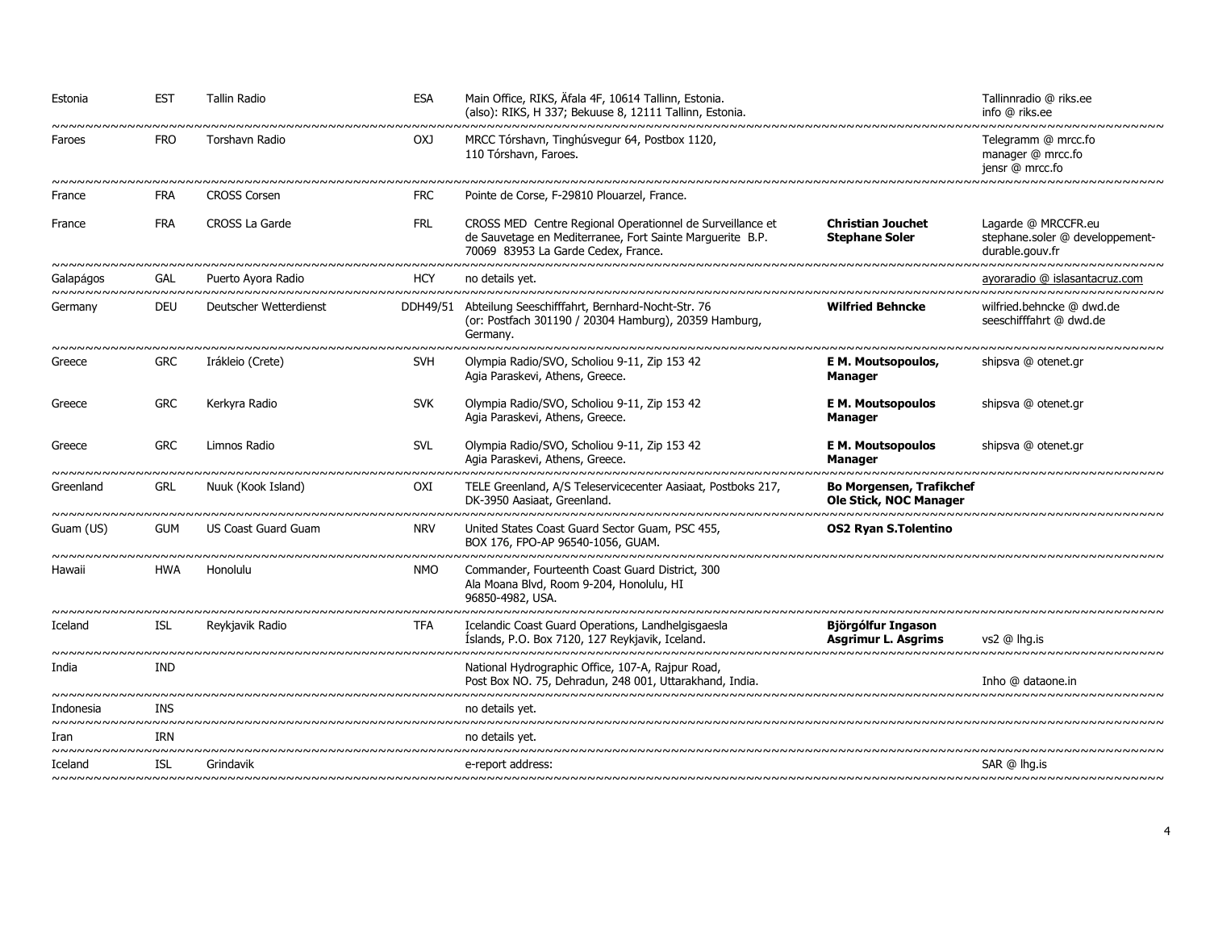| | | | | | | |
|---|---|---|---|---|---|---|
| Estonia | EST | Tallin Radio | ESA | Main Office, RIKS, Äfala 4F, 10614 Tallinn, Estonia. (also): RIKS, H 337; Bekuuse 8, 12111 Tallinn, Estonia. | | Tallinnradio @ riks.ee info @ riks.ee |
| Faroes | FRO | Torshavn Radio | OXJ | MRCC Tórshavn, Tinghúsvegur 64, Postbox 1120, 110 Tórshavn, Faroes. | | Telegramm @ mrcc.fo manager @ mrcc.fo jensr @ mrcc.fo |
| France | FRA | CROSS Corsen | FRC | Pointe de Corse, F-29810 Plouarzel, France. | | |
| France | FRA | CROSS La Garde | FRL | CROSS MED Centre Regional Operationnel de Surveillance et de Sauvetage en Mediterranee, Fort Sainte Marguerite B.P. 70069 83953 La Garde Cedex, France. | **Christian Jouchet Stephane Soler** | Lagarde @ MRCCFR.eu stephane.soler @ developpement-durable.gouv.fr |
| Galapágos | GAL | Puerto Ayora Radio | HCY | no details yet. | | ayoraradio @ islasantacruz.com |
| Germany | DEU | Deutscher Wetterdienst | DDH49/51 | Abteilung Seeschifffahrt, Bernhard-Nocht-Str. 76 (or: Postfach 301190 / 20304 Hamburg), 20359 Hamburg, Germany. | **Wilfried Behncke** | wilfried.behncke @ dwd.de seeschifffahrt @ dwd.de |
| Greece | GRC | Irákleio (Crete) | SVH | Olympia Radio/SVO, Scholiou 9-11, Zip 153 42 Agia Paraskevi, Athens, Greece. | **E M. Moutsopoulos, Manager** | shipsva @ otenet.gr |
| Greece | GRC | Kerkyra Radio | SVK | Olympia Radio/SVO, Scholiou 9-11, Zip 153 42 Agia Paraskevi, Athens, Greece. | **E M. Moutsopoulos Manager** | shipsva @ otenet.gr |
| Greece | GRC | Limnos Radio | SVL | Olympia Radio/SVO, Scholiou 9-11, Zip 153 42 Agia Paraskevi, Athens, Greece. | **E M. Moutsopoulos Manager** | shipsva @ otenet.gr |
| Greenland | GRL | Nuuk (Kook Island) | OXI | TELE Greenland, A/S Teleservicecenter Aasiaat, Postboks 217, DK-3950 Aasiaat, Greenland. | **Bo Morgensen, Trafikchef Ole Stick, NOC Manager** | |
| Guam (US) | GUM | US Coast Guard Guam | NRV | United States Coast Guard Sector Guam, PSC 455, BOX 176, FPO-AP 96540-1056, GUAM. | **OS2 Ryan S.Tolentino** | |
| Hawaii | HWA | Honolulu | NMO | Commander, Fourteenth Coast Guard District, 300 Ala Moana Blvd, Room 9-204, Honolulu, HI 96850-4982, USA. | | |
| Iceland | ISL | Reykjavik Radio | TFA | Icelandic Coast Guard Operations, Landhelgisgaesla Íslands, P.O. Box 7120, 127 Reykjavik, Iceland. | **Björgólfur Ingason Asgrimur L. Asgrims** | vs2 @ lhg.is |
| India | IND | | | National Hydrographic Office, 107-A, Rajpur Road, Post Box NO. 75, Dehradun, 248 001, Uttarakhand, India. | | Inho @ dataone.in |
| Indonesia | INS | | | no details yet. | | |
| Iran | IRN | | | no details yet. | | |
| Iceland | ISL | Grindavik | | e-report address: | | SAR @ lhg.is |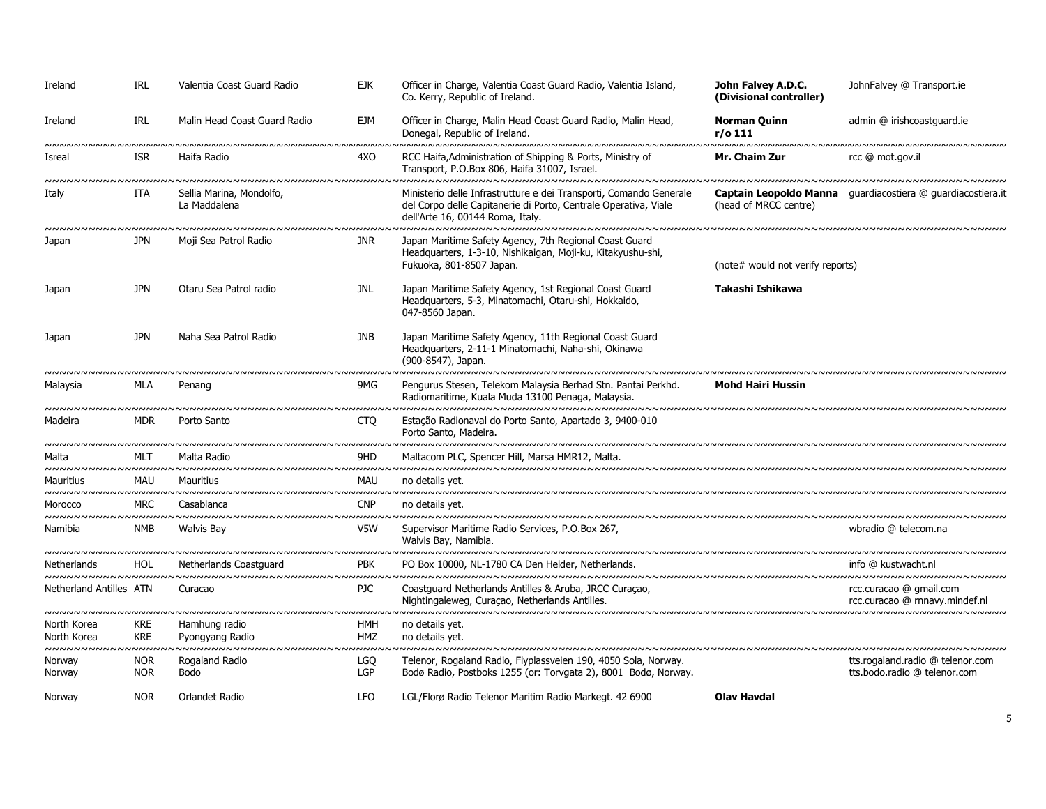| | | | | | | |
|---|---|---|---|---|---|---|
| Ireland | IRL | Valentia Coast Guard Radio | EJK | Officer in Charge, Valentia Coast Guard Radio, Valentia Island, Co. Kerry, Republic of Ireland. | **John Falvey A.D.C. (Divisional controller)** | JohnFalvey @ Transport.ie |
| Ireland | IRL | Malin Head Coast Guard Radio | EJM | Officer in Charge, Malin Head Coast Guard Radio, Malin Head, Donegal, Republic of Ireland. | **Norman Quinn r/o 111** | admin @ irishcoastguard.ie |
| Isreal | ISR | Haifa Radio | 4XO | RCC Haifa,Administration of Shipping & Ports, Ministry of Transport, P.O.Box 806, Haifa 31007, Israel. | **Mr. Chaim Zur** | rcc @ mot.gov.il |
| Italy | ITA | Sellia Marina, Mondolfo, La Maddalena | | Ministerio delle Infrastrutture e dei Transporti, Comando Generale del Corpo delle Capitanerie di Porto, Centrale Operativa, Viale dell'Arte 16, 00144 Roma, Italy. | **Captain Leopoldo Manna** (head of MRCC centre) | guardiacostiera @ guardiacostiera.it |
| Japan | JPN | Moji Sea Patrol Radio | JNR | Japan Maritime Safety Agency, 7th Regional Coast Guard Headquarters, 1-3-10, Nishikaigan, Moji-ku, Kitakyushu-shi, Fukuoka, 801-8507 Japan. | (note# would not verify reports) | |
| Japan | JPN | Otaru Sea Patrol radio | JNL | Japan Maritime Safety Agency, 1st Regional Coast Guard Headquarters, 5-3, Minatomachi, Otaru-shi, Hokkaido, 047-8560 Japan. | **Takashi Ishikawa** | |
| Japan | JPN | Naha Sea Patrol Radio | JNB | Japan Maritime Safety Agency, 11th Regional Coast Guard Headquarters, 2-11-1 Minatomachi, Naha-shi, Okinawa (900-8547), Japan. | | |
| Malaysia | MLA | Penang | 9MG | Pengurus Stesen, Telekom Malaysia Berhad Stn. Pantai Perkhd. Radiomaritime, Kuala Muda 13100 Penaga, Malaysia. | **Mohd Hairi Hussin** | |
| Madeira | MDR | Porto Santo | CTQ | Estação Radionaval do Porto Santo, Apartado 3, 9400-010 Porto Santo, Madeira. | | |
| Malta | MLT | Malta Radio | 9HD | Maltacom PLC, Spencer Hill, Marsa HMR12, Malta. | | |
| Mauritius | MAU | Mauritius | MAU | no details yet. | | |
| Morocco | MRC | Casablanca | CNP | no details yet. | | |
| Namibia | NMB | Walvis Bay | V5W | Supervisor Maritime Radio Services, P.O.Box 267, Walvis Bay, Namibia. | | wbradio @ telecom.na |
| Netherlands | HOL | Netherlands Coastguard | PBK | PO Box 10000, NL-1780 CA Den Helder, Netherlands. | | info @ kustwacht.nl |
| Netherland Antilles | ATN | Curacao | PJC | Coastguard Netherlands Antilles & Aruba, JRCC Curaçao, Nightingaleweg, Curaçao, Netherlands Antilles. | | rcc.curacao @ gmail.com<br>rcc.curacao @ rnnavy.mindef.nl |
| North Korea | KRE | Hamhung radio | HMH | no details yet. | | |
| North Korea | KRE | Pyongyang Radio | HMZ | no details yet. | | |
| Norway | NOR | Rogaland Radio | LGQ | Telenor, Rogaland Radio, Flyplassveien 190, 4050 Sola, Norway. | | tts.rogaland.radio @ telenor.com |
| Norway | NOR | Bodo | LGP | Bodø Radio, Postboks 1255 (or: Torvgata 2), 8001 Bodø, Norway. | | tts.bodo.radio @ telenor.com |
| Norway | NOR | Orlandet Radio | LFO | LGL/Florø Radio Telenor Maritim Radio Markegt. 42 6900 | **Olav Havdal** | |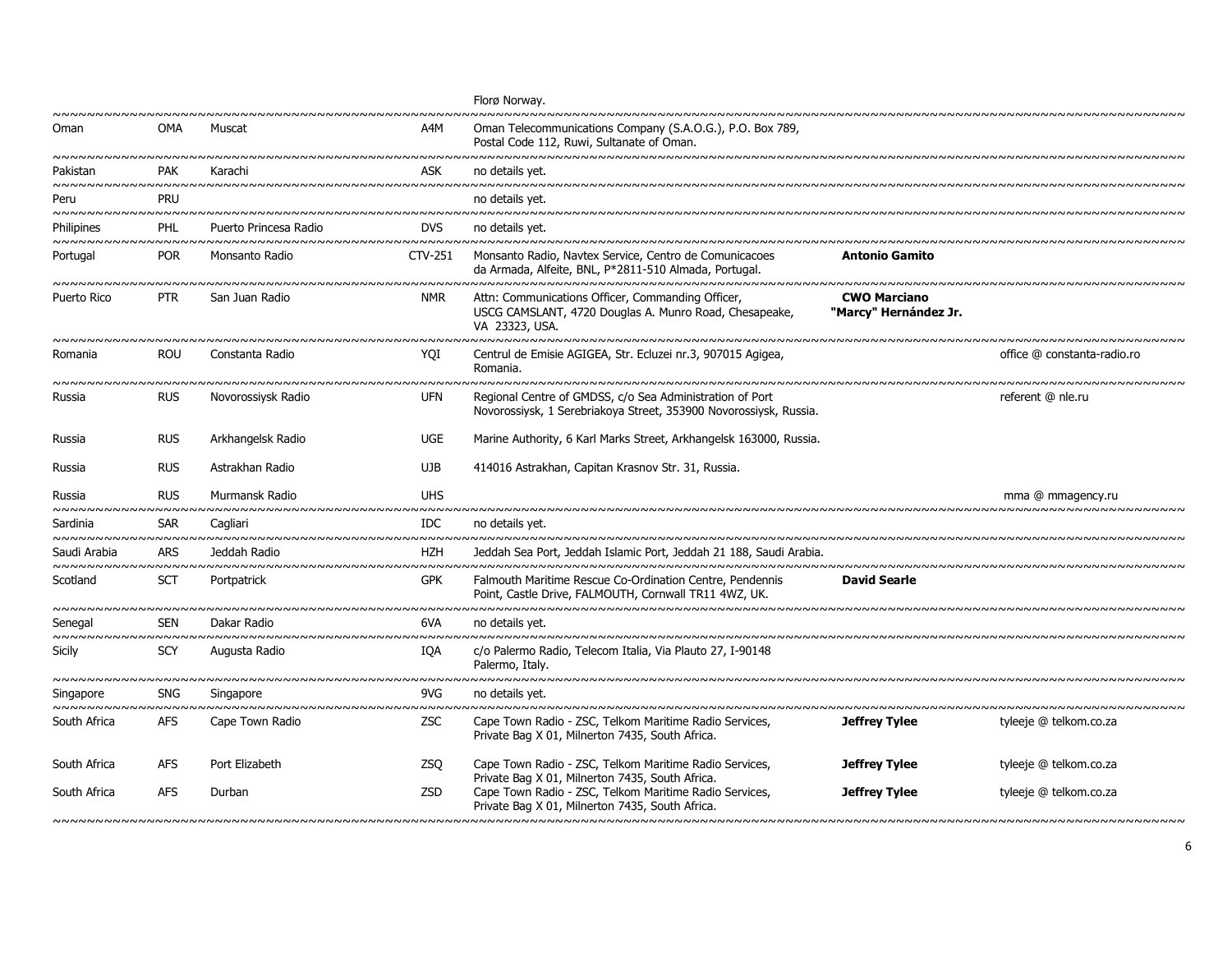| | | | | Florø Norway. | | |
|---|---|---|---|---|---|---|
| Oman | OMA | Muscat | A4M | Oman Telecommunications Company (S.A.O.G.), P.O. Box 789, Postal Code 112, Ruwi, Sultanate of Oman. | | |
| Pakistan | PAK | Karachi | ASK | no details yet. | | |
| Peru | PRU | | | no details yet. | | |
| Philipines | PHL | Puerto Princesa Radio | DVS | no details yet. | | |
| Portugal | POR | Monsanto Radio | CTV-251 | Monsanto Radio, Navtex Service, Centro de Comunicacoes da Armada, Alfeite, BNL, P*2811-510 Almada, Portugal. | **Antonio Gamito** | |
| Puerto Rico | PTR | San Juan Radio | NMR | Attn: Communications Officer, Commanding Officer, USCG CAMSLANT, 4720 Douglas A. Munro Road, Chesapeake, VA 23323, USA. | **CWO Marciano "Marcy" Hernández Jr.** | |
| Romania | ROU | Constanta Radio | YQI | Centrul de Emisie AGIGEA, Str. Ecluzei nr.3, 907015 Agigea, Romania. | | office @ constanta-radio.ro |
| Russia | RUS | Novorossiysk Radio | UFN | Regional Centre of GMDSS, c/o Sea Administration of Port Novorossiysk, 1 Serebriakoya Street, 353900 Novorossiysk, Russia. | | referent @ nle.ru |
| Russia | RUS | Arkhangelsk Radio | UGE | Marine Authority, 6 Karl Marks Street, Arkhangelsk 163000, Russia. | | |
| Russia | RUS | Astrakhan Radio | UJB | 414016 Astrakhan, Capitan Krasnov Str. 31, Russia. | | |
| Russia | RUS | Murmansk Radio | UHS | | | mma @ mmagency.ru |
| Sardinia | SAR | Cagliari | IDC | no details yet. | | |
| Saudi Arabia | ARS | Jeddah Radio | HZH | Jeddah Sea Port, Jeddah Islamic Port, Jeddah 21 188, Saudi Arabia. | | |
| Scotland | SCT | Portpatrick | GPK | Falmouth Maritime Rescue Co-Ordination Centre, Pendennis Point, Castle Drive, FALMOUTH, Cornwall TR11 4WZ, UK. | **David Searle** | |
| Senegal | SEN | Dakar Radio | 6VA | no details yet. | | |
| Sicily | SCY | Augusta Radio | IQA | c/o Palermo Radio, Telecom Italia, Via Plauto 27, I-90148 Palermo, Italy. | | |
| Singapore | SNG | Singapore | 9VG | no details yet. | | |
| South Africa | AFS | Cape Town Radio | ZSC | Cape Town Radio - ZSC, Telkom Maritime Radio Services, Private Bag X 01, Milnerton 7435, South Africa. | **Jeffrey Tylee** | tyleeje @ telkom.co.za |
| South Africa | AFS | Port Elizabeth | ZSQ | Cape Town Radio - ZSC, Telkom Maritime Radio Services, Private Bag X 01, Milnerton 7435, South Africa. | **Jeffrey Tylee** | tyleeje @ telkom.co.za |
| South Africa | AFS | Durban | ZSD | Cape Town Radio - ZSC, Telkom Maritime Radio Services, Private Bag X 01, Milnerton 7435, South Africa. | **Jeffrey Tylee** | tyleeje @ telkom.co.za |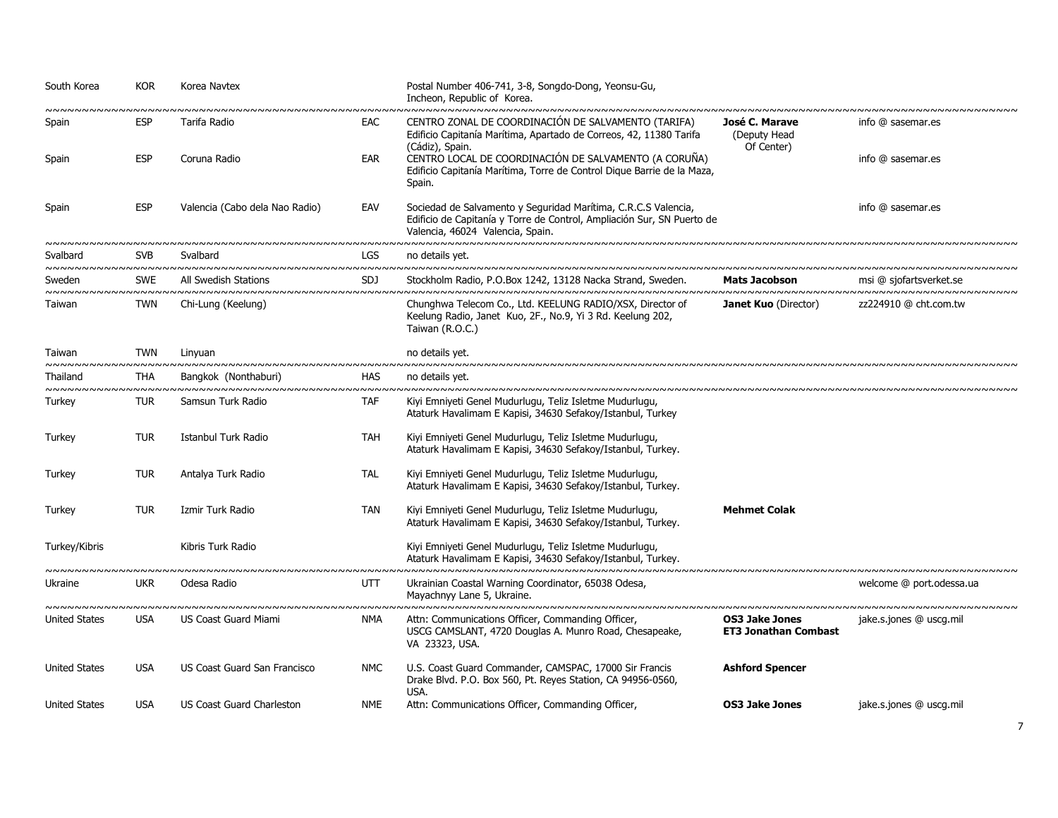| | | | | | | |
|---|---|---|---|---|---|---|
| South Korea | KOR | Korea Navtex | | Postal Number 406-741, 3-8, Songdo-Dong, Yeonsu-Gu, Incheon, Republic of Korea. | | |
| Spain | ESP | Tarifa Radio | EAC | CENTRO ZONAL DE COORDINACIÓN DE SALVAMENTO (TARIFA) Edificio Capitanía Marítima, Apartado de Correos, 42, 11380 Tarifa (Cádiz), Spain. | **José C. Marave** (Deputy Head Of Center) | info @ sasemar.es |
| Spain | ESP | Coruna Radio | EAR | CENTRO LOCAL DE COORDINACIÓN DE SALVAMENTO (A CORUÑA) Edificio Capitanía Marítima, Torre de Control Dique Barrie de la Maza, Spain. | | info @ sasemar.es |
| Spain | ESP | Valencia (Cabo dela Nao Radio) | EAV | Sociedad de Salvamento y Seguridad Marítima, C.R.C.S Valencia, Edificio de Capitanía y Torre de Control, Ampliación Sur, SN Puerto de Valencia, 46024 Valencia, Spain. | | info @ sasemar.es |
| Svalbard | SVB | Svalbard | LGS | no details yet. | | |
| Sweden | SWE | All Swedish Stations | SDJ | Stockholm Radio, P.O.Box 1242, 13128 Nacka Strand, Sweden. | **Mats Jacobson** | msi @ sjofartsverket.se |
| Taiwan | TWN | Chi-Lung (Keelung) | | Chunghwa Telecom Co., Ltd. KEELUNG RADIO/XSX, Director of Keelung Radio, Janet Kuo, 2F., No.9, Yi 3 Rd. Keelung 202, Taiwan (R.O.C.) | **Janet Kuo** (Director) | zz224910 @ cht.com.tw |
| Taiwan | TWN | Linyuan | | no details yet. | | |
| Thailand | THA | Bangkok (Nonthaburi) | HAS | no details yet. | | |
| Turkey | TUR | Samsun Turk Radio | TAF | Kiyi Emniyeti Genel Mudurlugu, Teliz Isletme Mudurlugu, Ataturk Havalimam E Kapisi, 34630 Sefakoy/Istanbul, Turkey | | |
| Turkey | TUR | Istanbul Turk Radio | TAH | Kiyi Emniyeti Genel Mudurlugu, Teliz Isletme Mudurlugu, Ataturk Havalimam E Kapisi, 34630 Sefakoy/Istanbul, Turkey. | | |
| Turkey | TUR | Antalya Turk Radio | TAL | Kiyi Emniyeti Genel Mudurlugu, Teliz Isletme Mudurlugu, Ataturk Havalimam E Kapisi, 34630 Sefakoy/Istanbul, Turkey. | | |
| Turkey | TUR | Izmir Turk Radio | TAN | Kiyi Emniyeti Genel Mudurlugu, Teliz Isletme Mudurlugu, Ataturk Havalimam E Kapisi, 34630 Sefakoy/Istanbul, Turkey. | **Mehmet Colak** | |
| Turkey/Kibris | | Kibris Turk Radio | | Kiyi Emniyeti Genel Mudurlugu, Teliz Isletme Mudurlugu, Ataturk Havalimam E Kapisi, 34630 Sefakoy/Istanbul, Turkey. | | |
| Ukraine | UKR | Odesa Radio | UTT | Ukrainian Coastal Warning Coordinator, 65038 Odesa, Mayachnyy Lane 5, Ukraine. | | welcome @ port.odessa.ua |
| United States | USA | US Coast Guard Miami | NMA | Attn: Communications Officer, Commanding Officer, USCG CAMSLANT, 4720 Douglas A. Munro Road, Chesapeake, VA 23323, USA. | **OS3 Jake Jones** **ET3 Jonathan Combast** | jake.s.jones @ uscg.mil |
| United States | USA | US Coast Guard San Francisco | NMC | U.S. Coast Guard Commander, CAMSPAC, 17000 Sir Francis Drake Blvd. P.O. Box 560, Pt. Reyes Station, CA 94956-0560, USA. | **Ashford Spencer** | |
| United States | USA | US Coast Guard Charleston | NME | Attn: Communications Officer, Commanding Officer, | **OS3 Jake Jones** | jake.s.jones @ uscg.mil |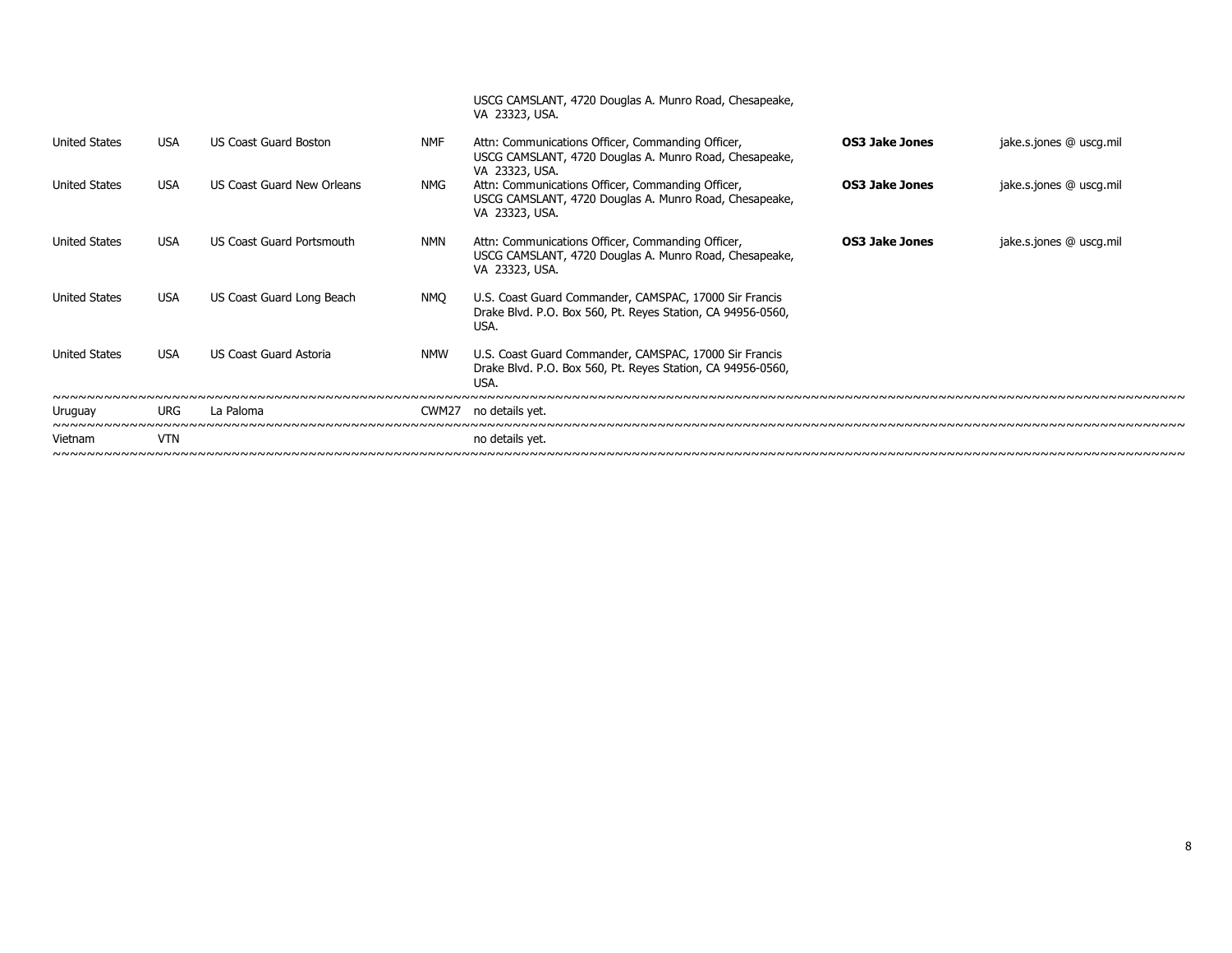| | | | | | | |
|---|---|---|---|---|---|---|
| | | | | USCG CAMSLANT, 4720 Douglas A. Munro Road, Chesapeake, VA 23323, USA. | | |
| United States | USA | US Coast Guard Boston | NMF | Attn: Communications Officer, Commanding Officer, USCG CAMSLANT, 4720 Douglas A. Munro Road, Chesapeake, VA 23323, USA. | **OS3 Jake Jones** | jake.s.jones @ uscg.mil |
| United States | USA | US Coast Guard New Orleans | NMG | Attn: Communications Officer, Commanding Officer, USCG CAMSLANT, 4720 Douglas A. Munro Road, Chesapeake, VA 23323, USA. | **OS3 Jake Jones** | jake.s.jones @ uscg.mil |
| United States | USA | US Coast Guard Portsmouth | NMN | Attn: Communications Officer, Commanding Officer, USCG CAMSLANT, 4720 Douglas A. Munro Road, Chesapeake, VA 23323, USA. | **OS3 Jake Jones** | jake.s.jones @ uscg.mil |
| United States | USA | US Coast Guard Long Beach | NMQ | U.S. Coast Guard Commander, CAMSPAC, 17000 Sir Francis Drake Blvd. P.O. Box 560, Pt. Reyes Station, CA 94956-0560, USA. | | |
| United States | USA | US Coast Guard Astoria | NMW | U.S. Coast Guard Commander, CAMSPAC, 17000 Sir Francis Drake Blvd. P.O. Box 560, Pt. Reyes Station, CA 94956-0560, USA. | | |
| Uruguay | URG | La Paloma | CWM27 | no details yet. | | |
| Vietnam | VTN | | | no details yet. | | |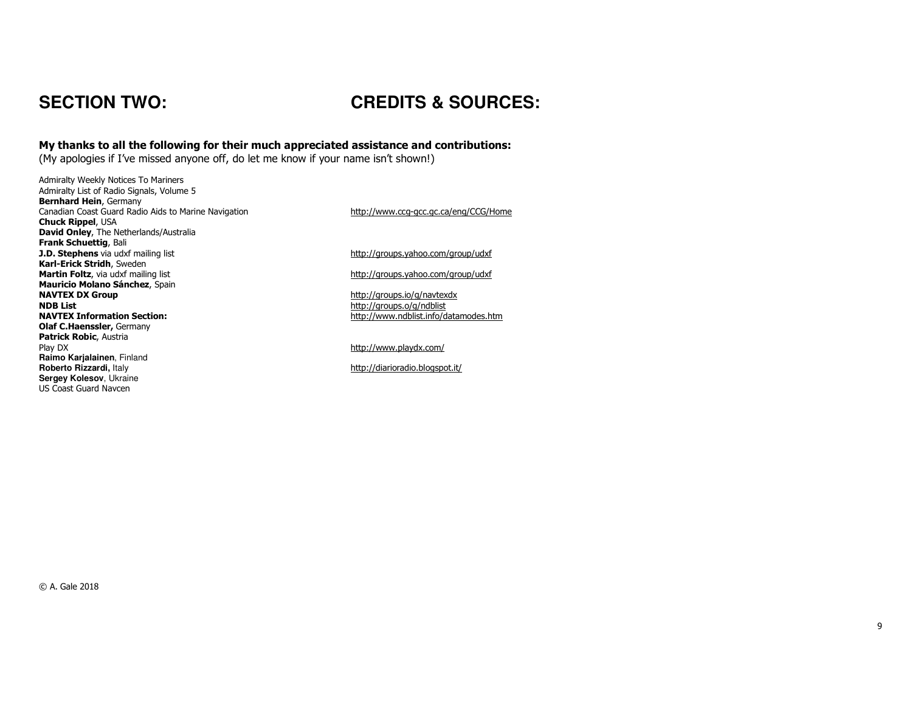# SECTION TWO: CREDITS & SOURCES:

**My thanks to all the following for their much appreciated assistance and contributions:**
(My apologies if I've missed anyone off, do let me know if your name isn't shown!)

| | |
|---|---|
| Admiralty Weekly Notices To Mariners | |
| Admiralty List of Radio Signals, Volume 5 | |
| **Bernhard Hein**, Germany | |
| Canadian Coast Guard Radio Aids to Marine Navigation | http://www.ccg-gcc.gc.ca/eng/CCG/Home |
| **Chuck Rippel**, USA | |
| **David Onley**, The Netherlands/Australia | |
| **Frank Schuettig**, Bali | |
| **J.D. Stephens** via udxf mailing list | http://groups.yahoo.com/group/udxf |
| **Karl-Erick Stridh**, Sweden | |
| **Martin Foltz**, via udxf mailing list | http://groups.yahoo.com/group/udxf |
| **Mauricio Molano Sánchez**, Spain | |
| **NAVTEX DX Group** | http://groups.io/g/navtexdx |
| **NDB List** | http://groups.o/g/ndblist |
| **NAVTEX Information Section:** | http://www.ndblist.info/datamodes.htm |
| **Olaf C.Haenssler,** Germany | |
| **Patrick Robic**, Austria | |
| Play DX | http://www.playdx.com/ |
| **Raimo Karjalainen**, Finland | |
| **Roberto Rizzardi,** Italy | http://diarioradio.blogspot.it/ |
| **Sergey Kolesov**, Ukraine | |
| US Coast Guard Navcen | |

© A. Gale 2018